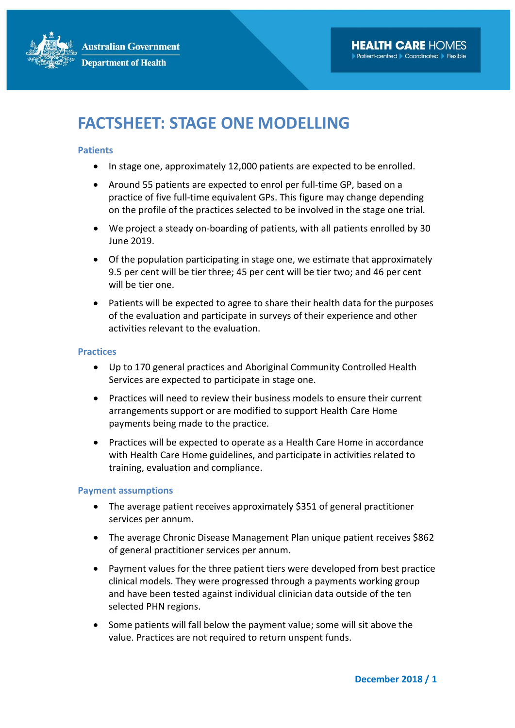# FACTSHEET: STAGE ONE MODELLING

### Patients

- In stage one, approximately 12,000 patients are expected to be enrolled.
- Around 55 patients are expected to enrol per full-time GP, based on a practice of five full-time equivalent GPs. This figure may change depending on the profile of the practices selected to be involved in the stage one trial.
- We project a steady on-boarding of patients, with all patients enrolled by 30 June 2019.
- Of the population participating in stage one, we estimate that approximately 9.5 per cent will be tier three; 45 per cent will be tier two; and 46 per cent will be tier one.
- Patients will be expected to agree to share their health data for the purposes of the evaluation and participate in surveys of their experience and other activities relevant to the evaluation.

### Practices

- Up to 170 general practices and Aboriginal Community Controlled Health Services are expected to participate in stage one.
- Practices will need to review their business models to ensure their current arrangements support or are modified to support Health Care Home payments being made to the practice.
- Practices will be expected to operate as a Health Care Home in accordance with Health Care Home guidelines, and participate in activities related to training, evaluation and compliance.

### Payment assumptions

- The average patient receives approximately $351 of general practitioner services per annum.
- The average Chronic Disease Management Plan unique patient receives $862 of general practitioner services per annum.
- Payment values for the three patient tiers were developed from best practice clinical models. They were progressed through a payments working group and have been tested against individual clinician data outside of the ten selected PHN regions.
- Some patients will fall below the payment value; some will sit above the value. Practices are not required to return unspent funds.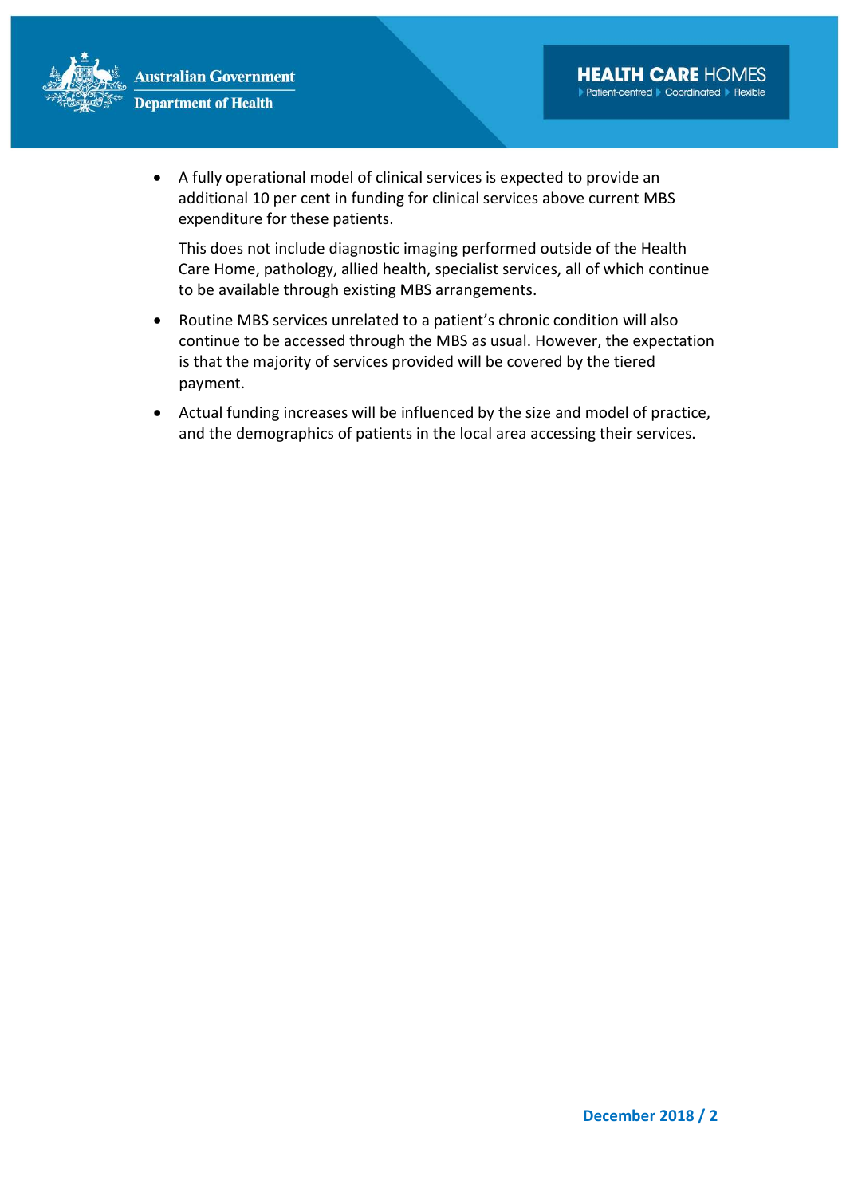- A fully operational model of clinical services is expected to provide an additional 10 per cent in funding for clinical services above current MBS expenditure for these patients.

  This does not include diagnostic imaging performed outside of the Health Care Home, pathology, allied health, specialist services, all of which continue to be available through existing MBS arrangements.

- Routine MBS services unrelated to a patient's chronic condition will also continue to be accessed through the MBS as usual. However, the expectation is that the majority of services provided will be covered by the tiered payment.

- Actual funding increases will be influenced by the size and model of practice, and the demographics of patients in the local area accessing their services.